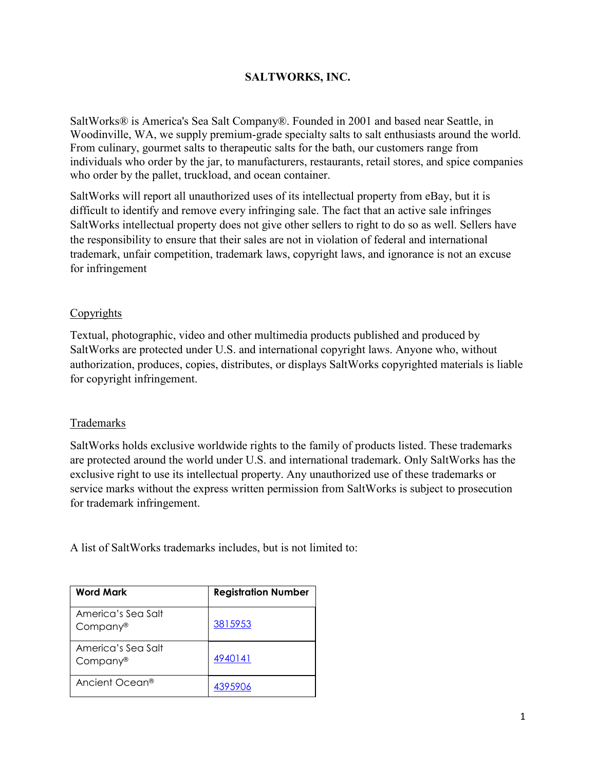# SALTWORKS, INC.

SaltWorks® is America's Sea Salt Company®. Founded in 2001 and based near Seattle, in Woodinville, WA, we supply premium-grade specialty salts to salt enthusiasts around the world. From culinary, gourmet salts to therapeutic salts for the bath, our customers range from individuals who order by the jar, to manufacturers, restaurants, retail stores, and spice companies who order by the pallet, truckload, and ocean container.

SaltWorks will report all unauthorized uses of its intellectual property from eBay, but it is difficult to identify and remove every infringing sale. The fact that an active sale infringes SaltWorks intellectual property does not give other sellers to right to do so as well. Sellers have the responsibility to ensure that their sales are not in violation of federal and international trademark, unfair competition, trademark laws, copyright laws, and ignorance is not an excuse for infringement

## Copyrights

Textual, photographic, video and other multimedia products published and produced by SaltWorks are protected under U.S. and international copyright laws. Anyone who, without authorization, produces, copies, distributes, or displays SaltWorks copyrighted materials is liable for copyright infringement.

## Trademarks

SaltWorks holds exclusive worldwide rights to the family of products listed. These trademarks are protected around the world under U.S. and international trademark. Only SaltWorks has the exclusive right to use its intellectual property. Any unauthorized use of these trademarks or service marks without the express written permission from SaltWorks is subject to prosecution for trademark infringement.

A list of SaltWorks trademarks includes, but is not limited to:

| Word Mark | Registration Number |
|---|---|
| America's Sea Salt Company® | 3815953 |
| America's Sea Salt Company® | 4940141 |
| Ancient Ocean® | 4395906 |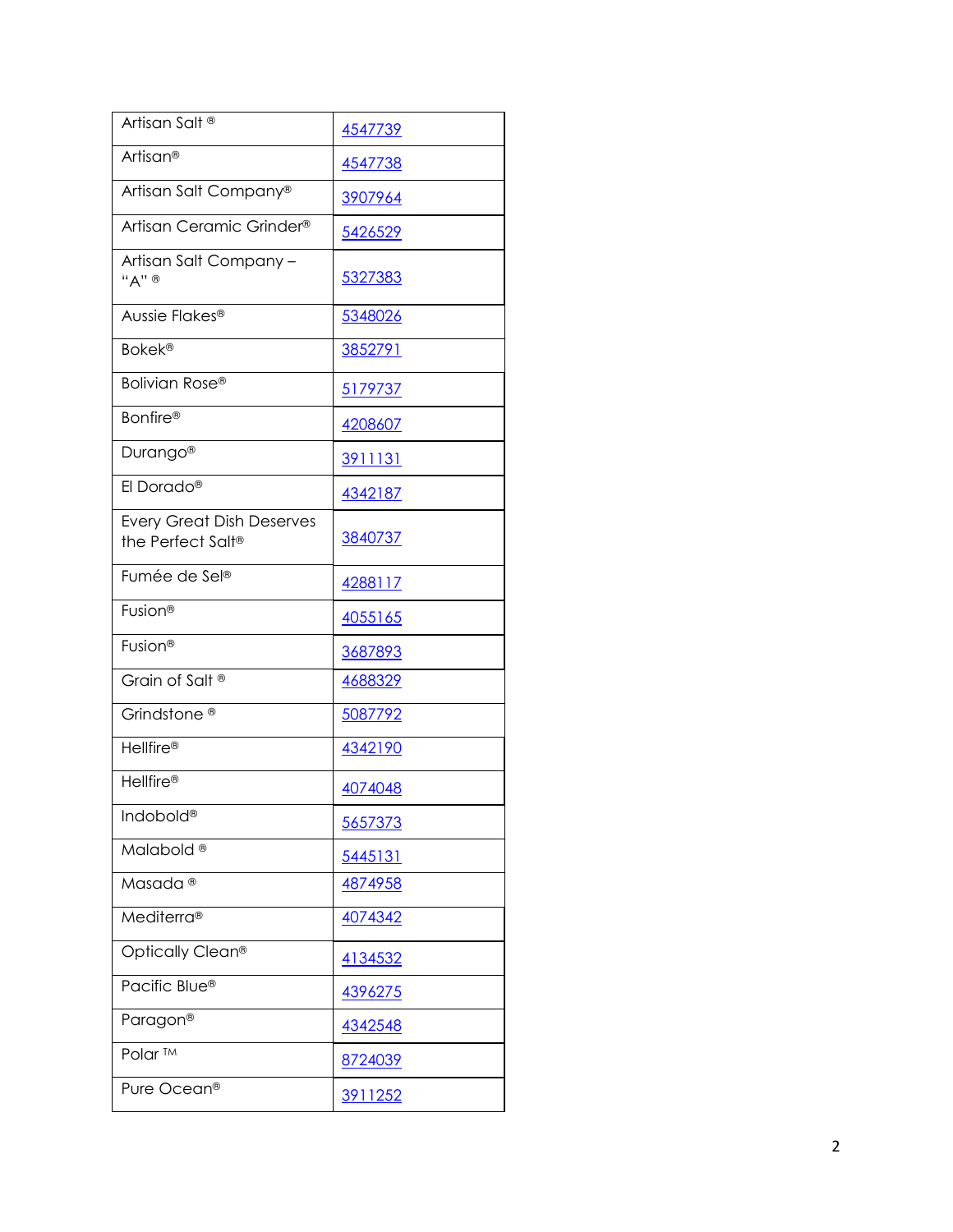| Artisan Salt ® | 4547739 |
|---|---|
| Artisan® | 4547738 |
| Artisan Salt Company® | 3907964 |
| Artisan Ceramic Grinder® | 5426529 |
| Artisan Salt Company – "A" ® | 5327383 |
| Aussie Flakes® | 5348026 |
| Bokek® | 3852791 |
| Bolivian Rose® | 5179737 |
| Bonfire® | 4208607 |
| Durango® | 3911131 |
| El Dorado® | 4342187 |
| Every Great Dish Deserves the Perfect Salt® | 3840737 |
| Fumée de Sel® | 4288117 |
| Fusion® | 4055165 |
| Fusion® | 3687893 |
| Grain of Salt ® | 4688329 |
| Grindstone ® | 5087792 |
| Hellfire® | 4342190 |
| Hellfire® | 4074048 |
| Indobold® | 5657373 |
| Malabold ® | 5445131 |
| Masada ® | 4874958 |
| Mediterra® | 4074342 |
| Optically Clean® | 4134532 |
| Pacific Blue® | 4396275 |
| Paragon® | 4342548 |
| Polar ™ | 8724039 |
| Pure Ocean® | 3911252 |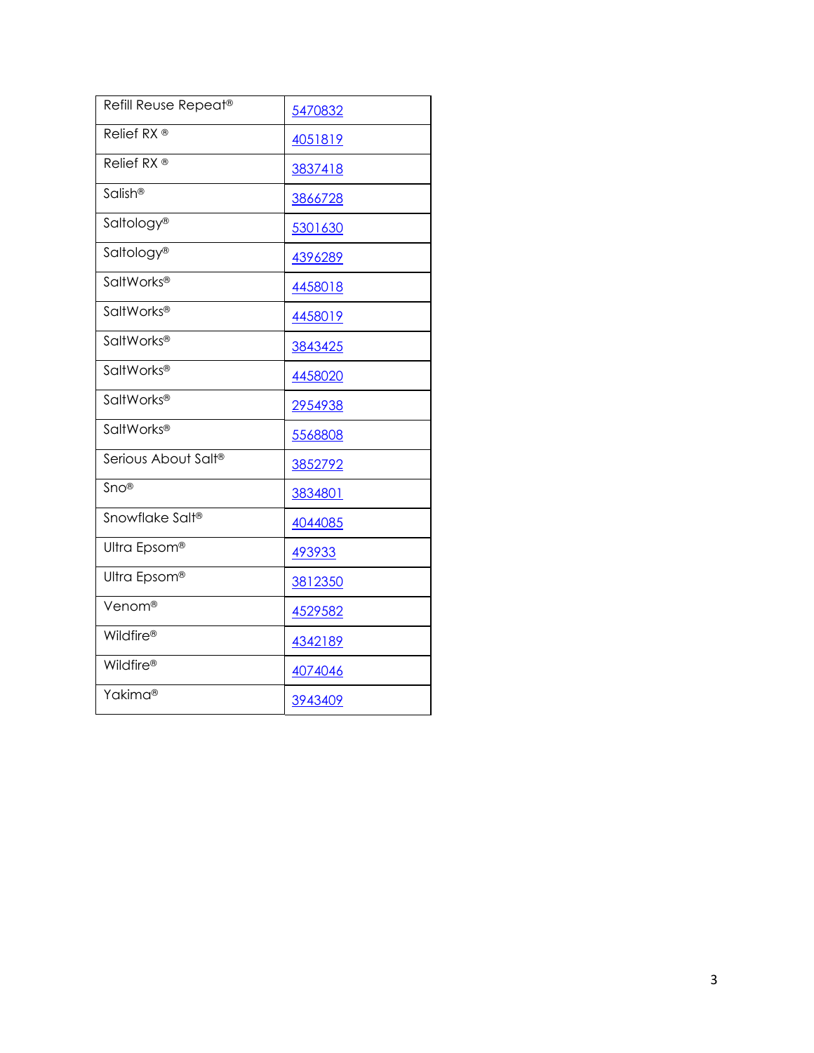| | |
|---|---|
| Refill Reuse Repeat® | 5470832 |
| Relief RX ® | 4051819 |
| Relief RX ® | 3837418 |
| Salish® | 3866728 |
| Saltology® | 5301630 |
| Saltology® | 4396289 |
| SaltWorks® | 4458018 |
| SaltWorks® | 4458019 |
| SaltWorks® | 3843425 |
| SaltWorks® | 4458020 |
| SaltWorks® | 2954938 |
| SaltWorks® | 5568808 |
| Serious About Salt® | 3852792 |
| Sno® | 3834801 |
| Snowflake Salt® | 4044085 |
| Ultra Epsom® | 493933 |
| Ultra Epsom® | 3812350 |
| Venom® | 4529582 |
| Wildfire® | 4342189 |
| Wildfire® | 4074046 |
| Yakima® | 3943409 |